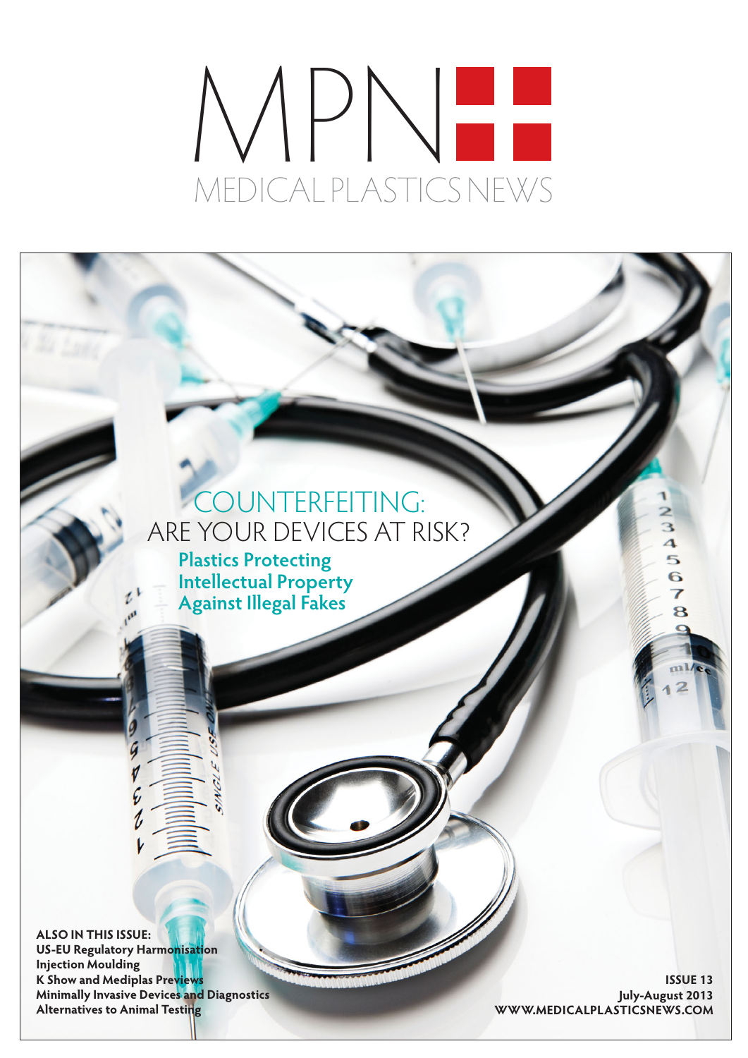# MPN

MEDICAL PLASTICS NEWS

## COUNTERFEITING: ARE YOUR DEVICES AT RISK?

**Plastics Protecting Intellectual Property Against Illegal Fakes**

**ALSO IN THIS ISSUE:**
**US-EU Regulatory Harmonisation**
**Injection Moulding**
**K Show and Mediplas Previews**
**Minimally Invasive Devices and Diagnostics**
**Alternatives to Animal Testing**

**ISSUE 13**
**July-August 2013**
**WWW.MEDICALPLASTICSNEWS.COM**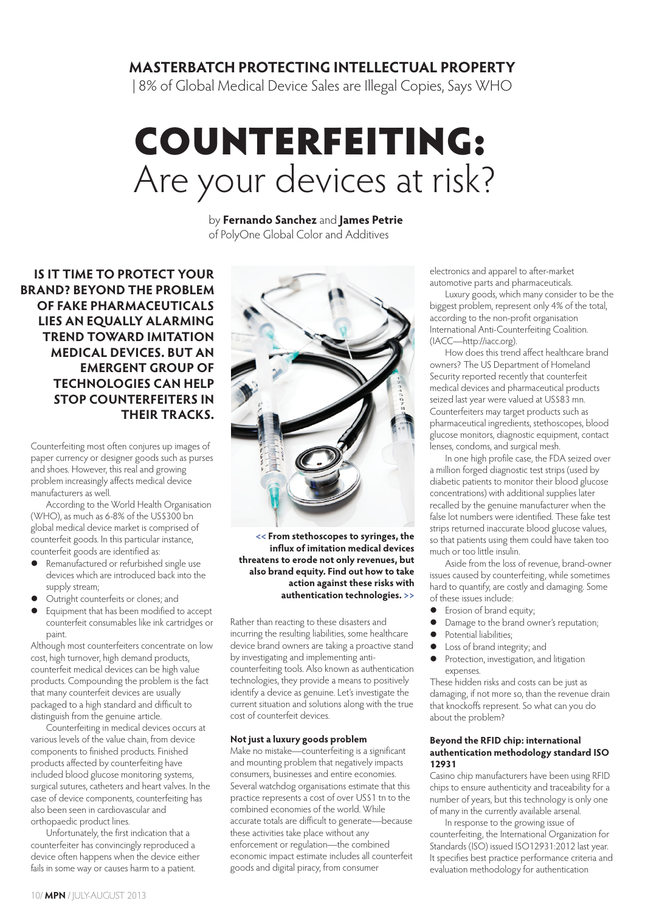**MASTERBATCH PROTECTING INTELLECTUAL PROPERTY**

| 8% of Global Medical Device Sales are Illegal Copies, Says WHO

# COUNTERFEITING: Are your devices at risk?

by **Fernando Sanchez** and **James Petrie** of PolyOne Global Color and Additives

**IS IT TIME TO PROTECT YOUR BRAND? BEYOND THE PROBLEM OF FAKE PHARMACEUTICALS LIES AN EQUALLY ALARMING TREND TOWARD IMITATION MEDICAL DEVICES. BUT AN EMERGENT GROUP OF TECHNOLOGIES CAN HELP STOP COUNTERFEITERS IN THEIR TRACKS.**

Counterfeiting most often conjures up images of paper currency or designer goods such as purses and shoes. However, this real and growing problem increasingly affects medical device manufacturers as well.

According to the World Health Organisation (WHO), as much as 6-8% of the US$300 bn global medical device market is comprised of counterfeit goods. In this particular instance, counterfeit goods are identified as:

- Remanufactured or refurbished single use devices which are introduced back into the supply stream;
- Outright counterfeits or clones; and
- Equipment that has been modified to accept counterfeit consumables like ink cartridges or paint.

Although most counterfeiters concentrate on low cost, high turnover, high demand products, counterfeit medical devices can be high value products. Compounding the problem is the fact that many counterfeit devices are usually packaged to a high standard and difficult to distinguish from the genuine article.

Counterfeiting in medical devices occurs at various levels of the value chain, from device components to finished products. Finished products affected by counterfeiting have included blood glucose monitoring systems, surgical sutures, catheters and heart valves. In the case of device components, counterfeiting has also been seen in cardiovascular and orthopaedic product lines.

Unfortunately, the first indication that a counterfeiter has convincingly reproduced a device often happens when the device either fails in some way or causes harm to a patient.

**<< From stethoscopes to syringes, the influx of imitation medical devices threatens to erode not only revenues, but also brand equity. Find out how to take action against these risks with authentication technologies. >>**

Rather than reacting to these disasters and incurring the resulting liabilities, some healthcare device brand owners are taking a proactive stand by investigating and implementing anti-counterfeiting tools. Also known as authentication technologies, they provide a means to positively identify a device as genuine. Let's investigate the current situation and solutions along with the true cost of counterfeit devices.

### Not just a luxury goods problem

Make no mistake—counterfeiting is a significant and mounting problem that negatively impacts consumers, businesses and entire economies. Several watchdog organisations estimate that this practice represents a cost of over US$1 tn to the combined economies of the world. While accurate totals are difficult to generate—because these activities take place without any enforcement or regulation—the combined economic impact estimate includes all counterfeit goods and digital piracy, from consumer electronics and apparel to after-market automotive parts and pharmaceuticals.

Luxury goods, which many consider to be the biggest problem, represent only 4% of the total, according to the non-profit organisation International Anti-Counterfeiting Coalition. (IACC—http://iacc.org).

How does this trend affect healthcare brand owners? The US Department of Homeland Security reported recently that counterfeit medical devices and pharmaceutical products seized last year were valued at US$83 mn. Counterfeiters may target products such as pharmaceutical ingredients, stethoscopes, blood glucose monitors, diagnostic equipment, contact lenses, condoms, and surgical mesh.

In one high profile case, the FDA seized over a million forged diagnostic test strips (used by diabetic patients to monitor their blood glucose concentrations) with additional supplies later recalled by the genuine manufacturer when the false lot numbers were identified. These fake test strips returned inaccurate blood glucose values, so that patients using them could have taken too much or too little insulin.

Aside from the loss of revenue, brand-owner issues caused by counterfeiting, while sometimes hard to quantify, are costly and damaging. Some of these issues include:

- Erosion of brand equity;
- Damage to the brand owner's reputation;
- Potential liabilities;
- Loss of brand integrity; and
- Protection, investigation, and litigation expenses.

These hidden risks and costs can be just as damaging, if not more so, than the revenue drain that knockoffs represent. So what can you do about the problem?

### Beyond the RFID chip: international authentication methodology standard ISO 12931

Casino chip manufacturers have been using RFID chips to ensure authenticity and traceability for a number of years, but this technology is only one of many in the currently available arsenal.

In response to the growing issue of counterfeiting, the International Organization for Standards (ISO) issued ISO12931:2012 last year. It specifies best practice performance criteria and evaluation methodology for authentication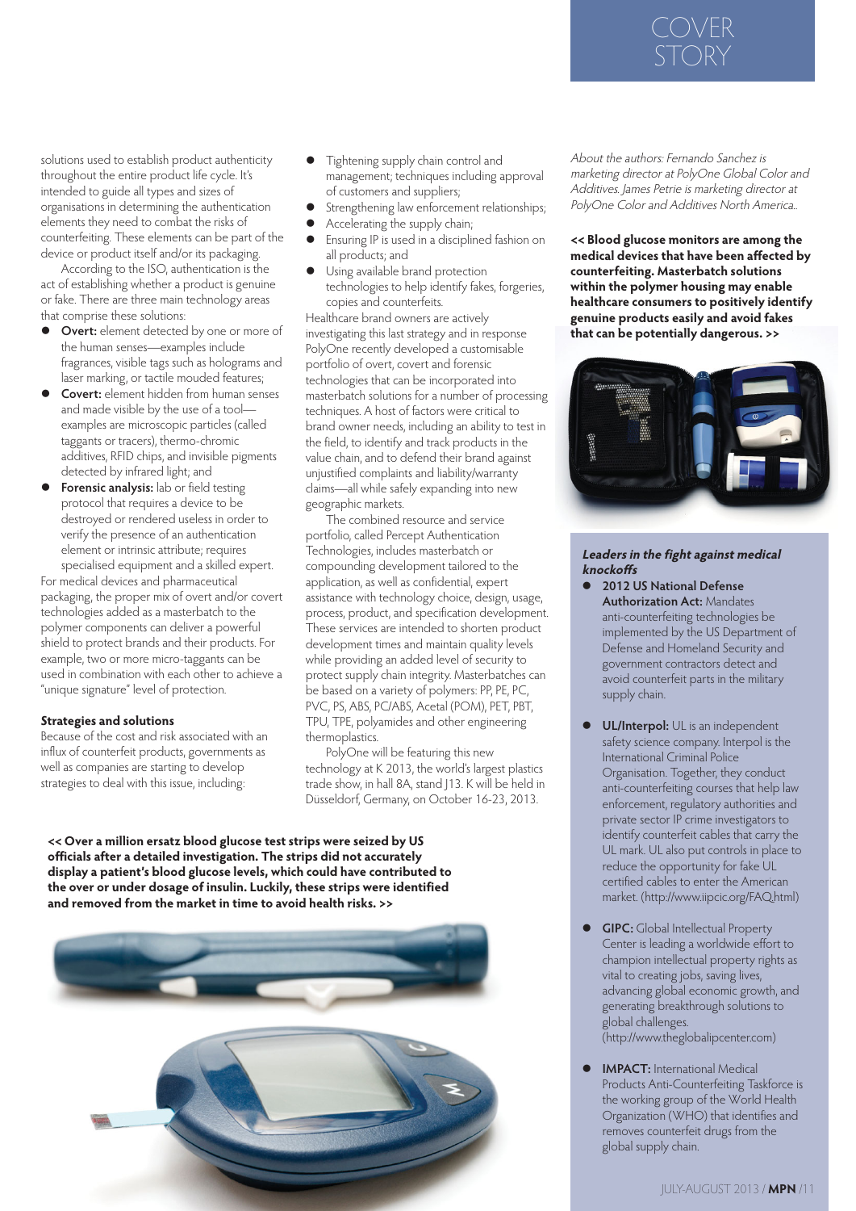solutions used to establish product authenticity throughout the entire product life cycle. It's intended to guide all types and sizes of organisations in determining the authentication elements they need to combat the risks of counterfeiting. These elements can be part of the device or product itself and/or its packaging.

According to the ISO, authentication is the act of establishing whether a product is genuine or fake. There are three main technology areas that comprise these solutions:

- **Overt:** element detected by one or more of the human senses—examples include fragrances, visible tags such as holograms and laser marking, or tactile mouded features;
- **Covert:** element hidden from human senses and made visible by the use of a tool—examples are microscopic particles (called taggants or tracers), thermo-chromic additives, RFID chips, and invisible pigments detected by infrared light; and
- **Forensic analysis:** lab or field testing protocol that requires a device to be destroyed or rendered useless in order to verify the presence of an authentication element or intrinsic attribute; requires specialised equipment and a skilled expert.

For medical devices and pharmaceutical packaging, the proper mix of overt and/or covert technologies added as a masterbatch to the polymer components can deliver a powerful shield to protect brands and their products. For example, two or more micro-taggants can be used in combination with each other to achieve a "unique signature" level of protection.

### Strategies and solutions

Because of the cost and risk associated with an influx of counterfeit products, governments as well as companies are starting to develop strategies to deal with this issue, including:

- Tightening supply chain control and management; techniques including approval of customers and suppliers;
- Strengthening law enforcement relationships;
- Accelerating the supply chain;
- Ensuring IP is used in a disciplined fashion on all products; and
- Using available brand protection technologies to help identify fakes, forgeries, copies and counterfeits.

Healthcare brand owners are actively investigating this last strategy and in response PolyOne recently developed a customisable portfolio of overt, covert and forensic technologies that can be incorporated into masterbatch solutions for a number of processing techniques. A host of factors were critical to brand owner needs, including an ability to test in the field, to identify and track products in the value chain, and to defend their brand against unjustified complaints and liability/warranty claims—all while safely expanding into new geographic markets.

The combined resource and service portfolio, called Percept Authentication Technologies, includes masterbatch or compounding development tailored to the application, as well as confidential, expert assistance with technology choice, design, usage, process, product, and specification development. These services are intended to shorten product development times and maintain quality levels while providing an added level of security to protect supply chain integrity. Masterbatches can be based on a variety of polymers: PP, PE, PC, PVC, PS, ABS, PC/ABS, Acetal (POM), PET, PBT, TPU, TPE, polyamides and other engineering thermoplastics.

PolyOne will be featuring this new technology at K 2013, the world's largest plastics trade show, in hall 8A, stand J13. K will be held in Dusseldorf, Germany, on October 16-23, 2013.

**<< Over a million ersatz blood glucose test strips were seized by US officials after a detailed investigation. The strips did not accurately display a patient's blood glucose levels, which could have contributed to the over or under dosage of insulin. Luckily, these strips were identified and removed from the market in time to avoid health risks. >>**

*About the authors: Fernando Sanchez is marketing director at PolyOne Global Color and Additives. James Petrie is marketing director at PolyOne Color and Additives North America..*

**<< Blood glucose monitors are among the medical devices that have been affected by counterfeiting. Masterbatch solutions within the polymer housing may enable healthcare consumers to positively identify genuine products easily and avoid fakes that can be potentially dangerous. >>**

***Leaders in the fight against medical knockoffs***

- **2012 US National Defense Authorization Act:** Mandates anti-counterfeiting technologies be implemented by the US Department of Defense and Homeland Security and government contractors detect and avoid counterfeit parts in the military supply chain.
- **UL/Interpol:** UL is an independent safety science company. Interpol is the International Criminal Police Organisation. Together, they conduct anti-counterfeiting courses that help law enforcement, regulatory authorities and private sector IP crime investigators to identify counterfeit cables that carry the UL mark. UL also put controls in place to reduce the opportunity for fake UL certified cables to enter the American market. (http://www.iipcic.org/FAQ.html)
- **GIPC:** Global Intellectual Property Center is leading a worldwide effort to champion intellectual property rights as vital to creating jobs, saving lives, advancing global economic growth, and generating breakthrough solutions to global challenges. (http://www.theglobalipcenter.com)
- **IMPACT:** International Medical Products Anti-Counterfeiting Taskforce is the working group of the World Health Organization (WHO) that identifies and removes counterfeit drugs from the global supply chain.